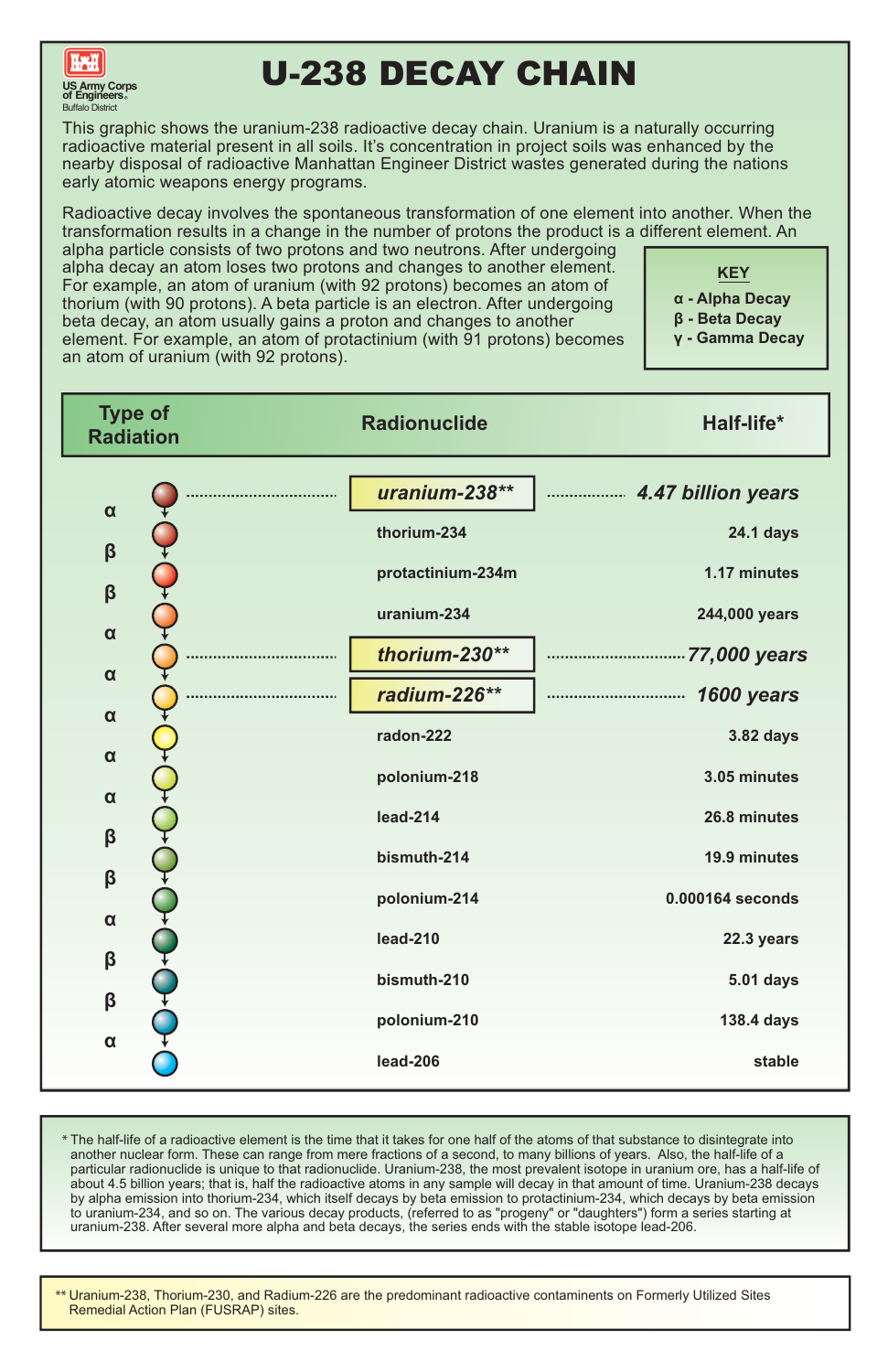US Army Corps of Engineers
Buffalo District

# U-238 DECAY CHAIN

This graphic shows the uranium-238 radioactive decay chain. Uranium is a naturally occurring radioactive material present in all soils. It's concentration in project soils was enhanced by the nearby disposal of radioactive Manhattan Engineer District wastes generated during the nations early atomic weapons energy programs.

Radioactive decay involves the spontaneous transformation of one element into another. When the transformation results in a change in the number of protons the product is a different element. An alpha particle consists of two protons and two neutrons. After undergoing alpha decay an atom loses two protons and changes to another element. For example, an atom of uranium (with 92 protons) becomes an atom of thorium (with 90 protons). A beta particle is an electron. After undergoing beta decay, an atom usually gains a proton and changes to another element. For example, an atom of protactinium (with 91 protons) becomes an atom of uranium (with 92 protons).

**KEY**

- **α - Alpha Decay**
- **β - Beta Decay**
- **γ - Gamma Decay**

| Type of Radiation | Radionuclide | Half-life* |
|---|---|---|
| | ***uranium-238*** | ***4.47 billion years*** |
| α | | |
| | **thorium-234** | **24.1 days** |
| β | | |
| | **protactinium-234m** | **1.17 minutes** |
| β | | |
| | **uranium-234** | **244,000 years** |
| α | | |
| | ***thorium-230*** | ***77,000 years*** |
| α | | |
| | ***radium-226*** | ***1600 years*** |
| α | | |
| | **radon-222** | **3.82 days** |
| α | | |
| | **polonium-218** | **3.05 minutes** |
| α | | |
| | **lead-214** | **26.8 minutes** |
| β | | |
| | **bismuth-214** | **19.9 minutes** |
| β | | |
| | **polonium-214** | **0.000164 seconds** |
| α | | |
| | **lead-210** | **22.3 years** |
| β | | |
| | **bismuth-210** | **5.01 days** |
| β | | |
| | **polonium-210** | **138.4 days** |
| α | | |
| | **lead-206** | **stable** |

\* The half-life of a radioactive element is the time that it takes for one half of the atoms of that substance to disintegrate into another nuclear form. These can range from mere fractions of a second, to many billions of years. Also, the half-life of a particular radionuclide is unique to that radionuclide. Uranium-238, the most prevalent isotope in uranium ore, has a half-life of about 4.5 billion years; that is, half the radioactive atoms in any sample will decay in that amount of time. Uranium-238 decays by alpha emission into thorium-234, which itself decays by beta emission to protactinium-234, which decays by beta emission to uranium-234, and so on. The various decay products, (referred to as "progeny" or "daughters") form a series starting at uranium-238. After several more alpha and beta decays, the series ends with the stable isotope lead-206.

\** Uranium-238, Thorium-230, and Radium-226 are the predominant radioactive contaminents on Formerly Utilized Sites Remedial Action Plan (FUSRAP) sites.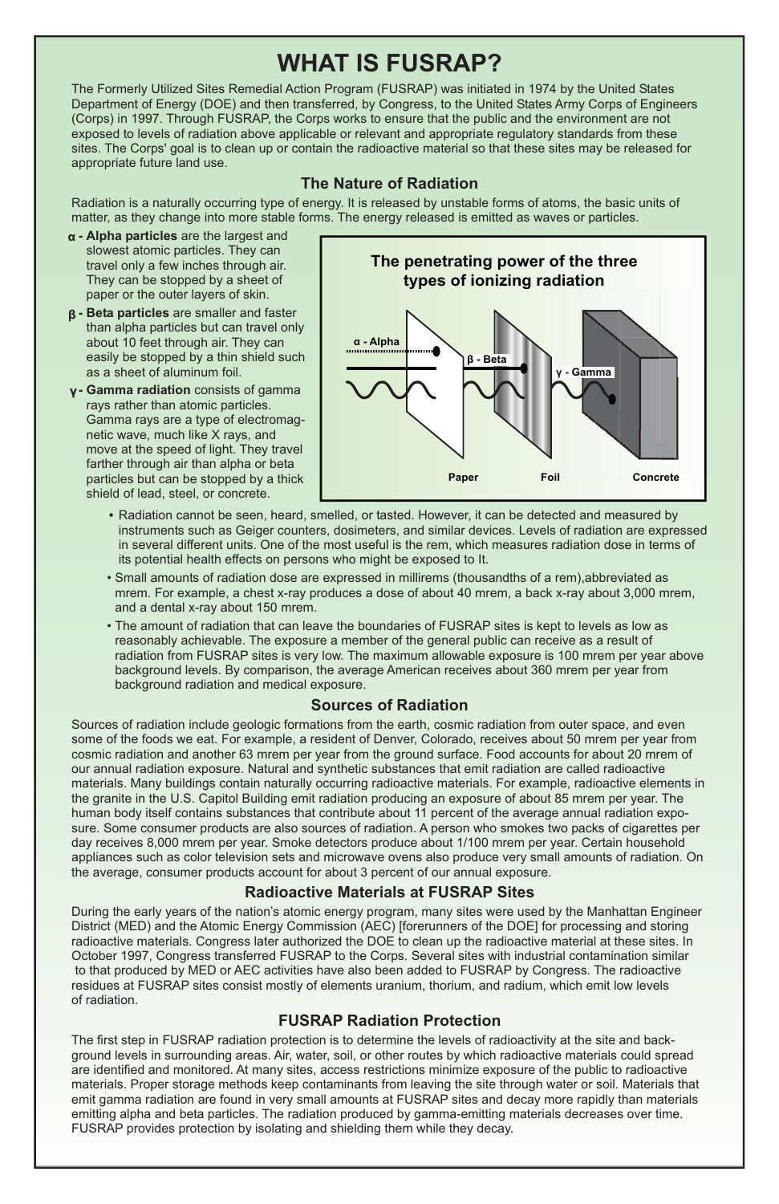# WHAT IS FUSRAP?

The Formerly Utilized Sites Remedial Action Program (FUSRAP) was initiated in 1974 by the United States Department of Energy (DOE) and then transferred, by Congress, to the United States Army Corps of Engineers (Corps) in 1997. Through FUSRAP, the Corps works to ensure that the public and the environment are not exposed to levels of radiation above applicable or relevant and appropriate regulatory standards from these sites. The Corps' goal is to clean up or contain the radioactive material so that these sites may be released for appropriate future land use.

## The Nature of Radiation

Radiation is a naturally occurring type of energy. It is released by unstable forms of atoms, the basic units of matter, as they change into more stable forms. The energy released is emitted as waves or particles.

- **α - Alpha particles** are the largest and slowest atomic particles. They can travel only a few inches through air. They can be stopped by a sheet of paper or the outer layers of skin.
- **β - Beta particles** are smaller and faster than alpha particles but can travel only about 10 feet through air. They can easily be stopped by a thin shield such as a sheet of aluminum foil.
- **γ - Gamma radiation** consists of gamma rays rather than atomic particles. Gamma rays are a type of electromagnetic wave, much like X rays, and move at the speed of light. They travel farther through air than alpha or beta particles but can be stopped by a thick shield of lead, steel, or concrete.

The penetrating power of the three types of ionizing radiation

α - Alpha

β - Beta

γ - Gamma

Paper

Foil

Concrete

- Radiation cannot be seen, heard, smelled, or tasted. However, it can be detected and measured by instruments such as Geiger counters, dosimeters, and similar devices. Levels of radiation are expressed in several different units. One of the most useful is the rem, which measures radiation dose in terms of its potential health effects on persons who might be exposed to It.
- Small amounts of radiation dose are expressed in millirems (thousandths of a rem),abbreviated as mrem. For example, a chest x-ray produces a dose of about 40 mrem, a back x-ray about 3,000 mrem, and a dental x-ray about 150 mrem.
- The amount of radiation that can leave the boundaries of FUSRAP sites is kept to levels as low as reasonably achievable. The exposure a member of the general public can receive as a result of radiation from FUSRAP sites is very low. The maximum allowable exposure is 100 mrem per year above background levels. By comparison, the average American receives about 360 mrem per year from background radiation and medical exposure.

## Sources of Radiation

Sources of radiation include geologic formations from the earth, cosmic radiation from outer space, and even some of the foods we eat. For example, a resident of Denver, Colorado, receives about 50 mrem per year from cosmic radiation and another 63 mrem per year from the ground surface. Food accounts for about 20 mrem of our annual radiation exposure. Natural and synthetic substances that emit radiation are called radioactive materials. Many buildings contain naturally occurring radioactive materials. For example, radioactive elements in the granite in the U.S. Capitol Building emit radiation producing an exposure of about 85 mrem per year. The human body itself contains substances that contribute about 11 percent of the average annual radiation exposure. Some consumer products are also sources of radiation. A person who smokes two packs of cigarettes per day receives 8,000 mrem per year. Smoke detectors produce about 1/100 mrem per year. Certain household appliances such as color television sets and microwave ovens also produce very small amounts of radiation. On the average, consumer products account for about 3 percent of our annual exposure.

## Radioactive Materials at FUSRAP Sites

During the early years of the nation's atomic energy program, many sites were used by the Manhattan Engineer District (MED) and the Atomic Energy Commission (AEC) [forerunners of the DOE] for processing and storing radioactive materials. Congress later authorized the DOE to clean up the radioactive material at these sites. In October 1997, Congress transferred FUSRAP to the Corps. Several sites with industrial contamination similar to that produced by MED or AEC activities have also been added to FUSRAP by Congress. The radioactive residues at FUSRAP sites consist mostly of elements uranium, thorium, and radium, which emit low levels of radiation.

## FUSRAP Radiation Protection

The first step in FUSRAP radiation protection is to determine the levels of radioactivity at the site and background levels in surrounding areas. Air, water, soil, or other routes by which radioactive materials could spread are identified and monitored. At many sites, access restrictions minimize exposure of the public to radioactive materials. Proper storage methods keep contaminants from leaving the site through water or soil. Materials that emit gamma radiation are found in very small amounts at FUSRAP sites and decay more rapidly than materials emitting alpha and beta particles. The radiation produced by gamma-emitting materials decreases over time. FUSRAP provides protection by isolating and shielding them while they decay.